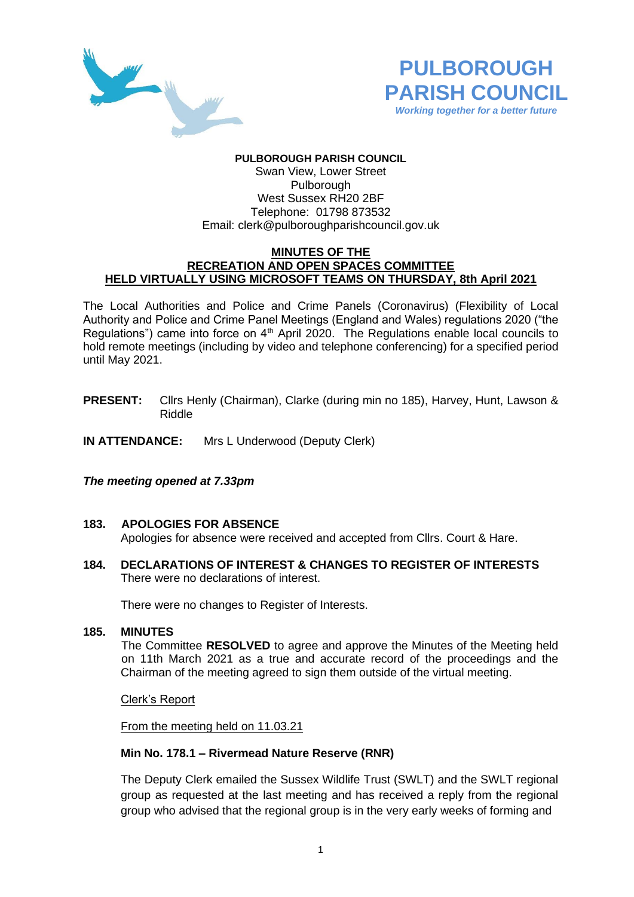**PULBOROUGH PARISH COUNCIL**
*Working together for a better future*

**PULBOROUGH PARISH COUNCIL**
Swan View, Lower Street
Pulborough
West Sussex RH20 2BF
Telephone: 01798 873532
Email: clerk@pulboroughparishcouncil.gov.uk

**MINUTES OF THE**
**RECREATION AND OPEN SPACES COMMITTEE**
**HELD VIRTUALLY USING MICROSOFT TEAMS ON THURSDAY, 8th April 2021**

The Local Authorities and Police and Crime Panels (Coronavirus) (Flexibility of Local Authority and Police and Crime Panel Meetings (England and Wales) regulations 2020 ("the Regulations") came into force on 4th April 2020. The Regulations enable local councils to hold remote meetings (including by video and telephone conferencing) for a specified period until May 2021.

**PRESENT:** Cllrs Henly (Chairman), Clarke (during min no 185), Harvey, Hunt, Lawson & Riddle

**IN ATTENDANCE:** Mrs L Underwood (Deputy Clerk)

***The meeting opened at 7.33pm***

**183. APOLOGIES FOR ABSENCE**

Apologies for absence were received and accepted from Cllrs. Court & Hare.

**184. DECLARATIONS OF INTEREST & CHANGES TO REGISTER OF INTERESTS**

There were no declarations of interest.

There were no changes to Register of Interests.

**185. MINUTES**

The Committee **RESOLVED** to agree and approve the Minutes of the Meeting held on 11th March 2021 as a true and accurate record of the proceedings and the Chairman of the meeting agreed to sign them outside of the virtual meeting.

Clerk's Report

From the meeting held on 11.03.21

**Min No. 178.1 – Rivermead Nature Reserve (RNR)**

The Deputy Clerk emailed the Sussex Wildlife Trust (SWLT) and the SWLT regional group as requested at the last meeting and has received a reply from the regional group who advised that the regional group is in the very early weeks of forming and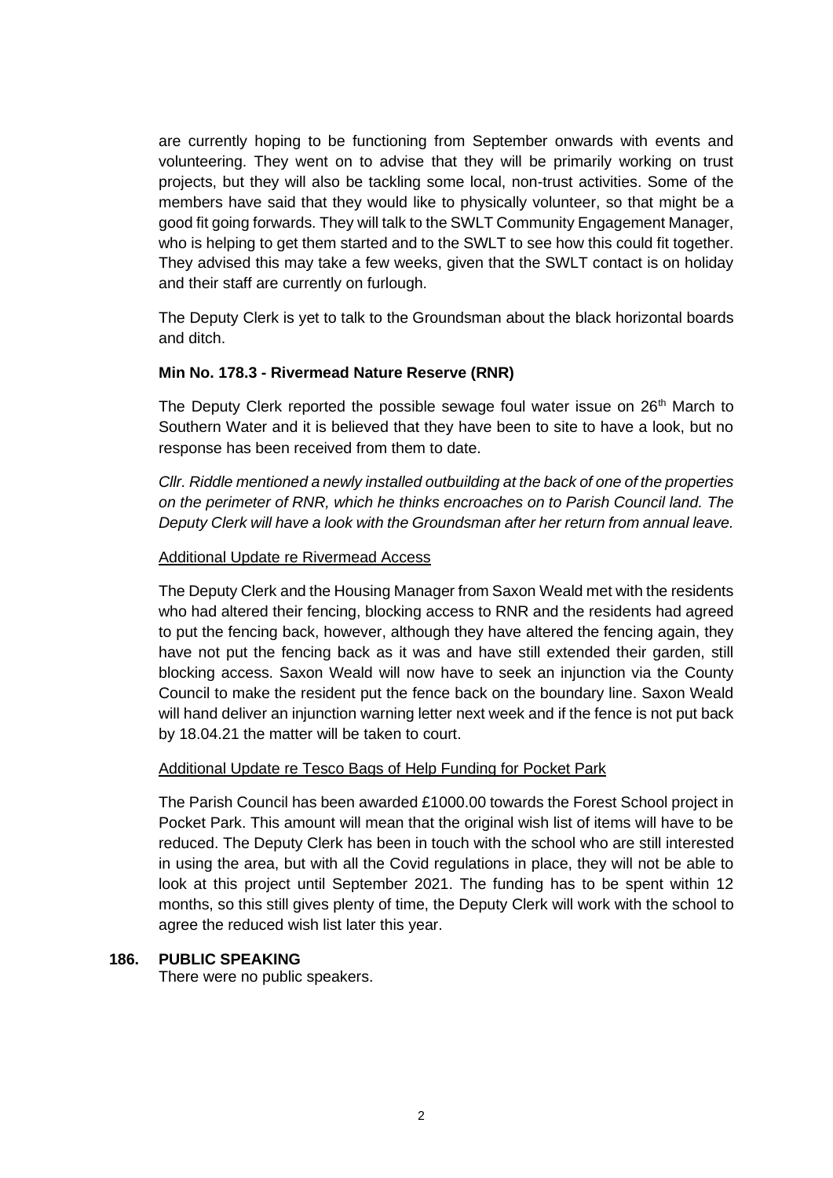are currently hoping to be functioning from September onwards with events and volunteering. They went on to advise that they will be primarily working on trust projects, but they will also be tackling some local, non-trust activities. Some of the members have said that they would like to physically volunteer, so that might be a good fit going forwards. They will talk to the SWLT Community Engagement Manager, who is helping to get them started and to the SWLT to see how this could fit together. They advised this may take a few weeks, given that the SWLT contact is on holiday and their staff are currently on furlough.

The Deputy Clerk is yet to talk to the Groundsman about the black horizontal boards and ditch.

**Min No. 178.3 - Rivermead Nature Reserve (RNR)**

The Deputy Clerk reported the possible sewage foul water issue on 26th March to Southern Water and it is believed that they have been to site to have a look, but no response has been received from them to date.

*Cllr. Riddle mentioned a newly installed outbuilding at the back of one of the properties on the perimeter of RNR, which he thinks encroaches on to Parish Council land. The Deputy Clerk will have a look with the Groundsman after her return from annual leave.*

<u>Additional Update re Rivermead Access</u>

The Deputy Clerk and the Housing Manager from Saxon Weald met with the residents who had altered their fencing, blocking access to RNR and the residents had agreed to put the fencing back, however, although they have altered the fencing again, they have not put the fencing back as it was and have still extended their garden, still blocking access. Saxon Weald will now have to seek an injunction via the County Council to make the resident put the fence back on the boundary line. Saxon Weald will hand deliver an injunction warning letter next week and if the fence is not put back by 18.04.21 the matter will be taken to court.

<u>Additional Update re Tesco Bags of Help Funding for Pocket Park</u>

The Parish Council has been awarded £1000.00 towards the Forest School project in Pocket Park. This amount will mean that the original wish list of items will have to be reduced. The Deputy Clerk has been in touch with the school who are still interested in using the area, but with all the Covid regulations in place, they will not be able to look at this project until September 2021. The funding has to be spent within 12 months, so this still gives plenty of time, the Deputy Clerk will work with the school to agree the reduced wish list later this year.

**186. PUBLIC SPEAKING**

There were no public speakers.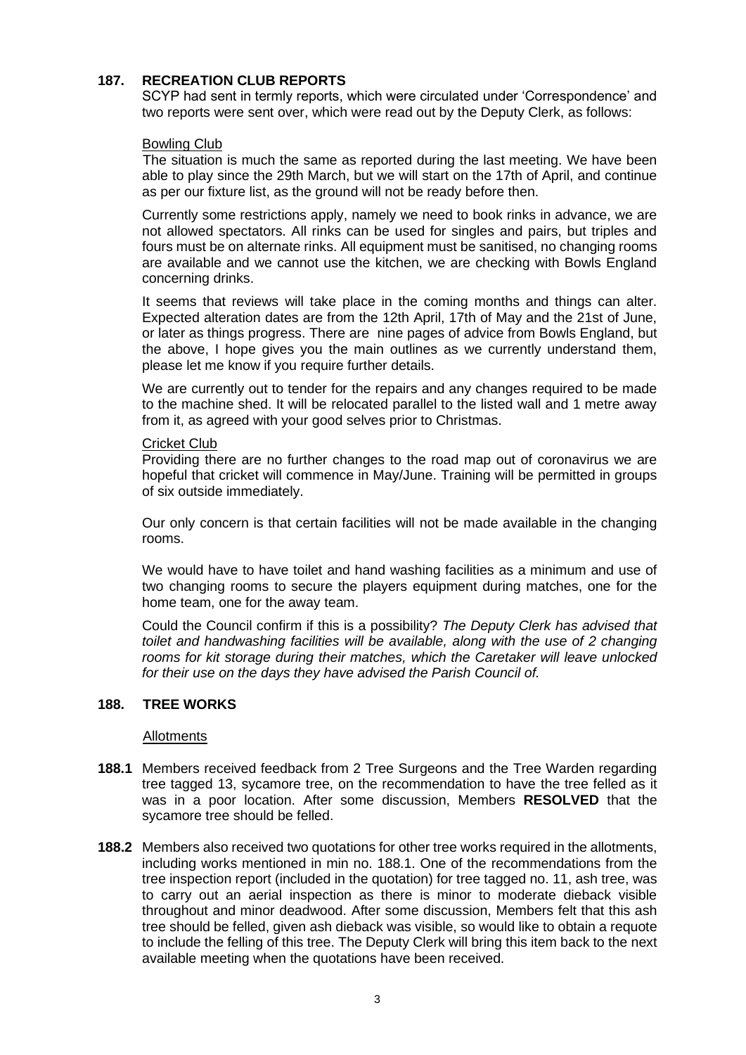## 187. RECREATION CLUB REPORTS

SCYP had sent in termly reports, which were circulated under 'Correspondence' and two reports were sent over, which were read out by the Deputy Clerk, as follows:

Bowling Club

The situation is much the same as reported during the last meeting. We have been able to play since the 29th March, but we will start on the 17th of April, and continue as per our fixture list, as the ground will not be ready before then.

Currently some restrictions apply, namely we need to book rinks in advance, we are not allowed spectators. All rinks can be used for singles and pairs, but triples and fours must be on alternate rinks. All equipment must be sanitised, no changing rooms are available and we cannot use the kitchen, we are checking with Bowls England concerning drinks.

It seems that reviews will take place in the coming months and things can alter. Expected alteration dates are from the 12th April, 17th of May and the 21st of June, or later as things progress. There are nine pages of advice from Bowls England, but the above, I hope gives you the main outlines as we currently understand them, please let me know if you require further details.

We are currently out to tender for the repairs and any changes required to be made to the machine shed. It will be relocated parallel to the listed wall and 1 metre away from it, as agreed with your good selves prior to Christmas.

Cricket Club

Providing there are no further changes to the road map out of coronavirus we are hopeful that cricket will commence in May/June. Training will be permitted in groups of six outside immediately.

Our only concern is that certain facilities will not be made available in the changing rooms.

We would have to have toilet and hand washing facilities as a minimum and use of two changing rooms to secure the players equipment during matches, one for the home team, one for the away team.

Could the Council confirm if this is a possibility? *The Deputy Clerk has advised that toilet and handwashing facilities will be available, along with the use of 2 changing rooms for kit storage during their matches, which the Caretaker will leave unlocked for their use on the days they have advised the Parish Council of.*

## 188. TREE WORKS

Allotments

**188.1** Members received feedback from 2 Tree Surgeons and the Tree Warden regarding tree tagged 13, sycamore tree, on the recommendation to have the tree felled as it was in a poor location. After some discussion, Members **RESOLVED** that the sycamore tree should be felled.

**188.2** Members also received two quotations for other tree works required in the allotments, including works mentioned in min no. 188.1. One of the recommendations from the tree inspection report (included in the quotation) for tree tagged no. 11, ash tree, was to carry out an aerial inspection as there is minor to moderate dieback visible throughout and minor deadwood. After some discussion, Members felt that this ash tree should be felled, given ash dieback was visible, so would like to obtain a requote to include the felling of this tree. The Deputy Clerk will bring this item back to the next available meeting when the quotations have been received.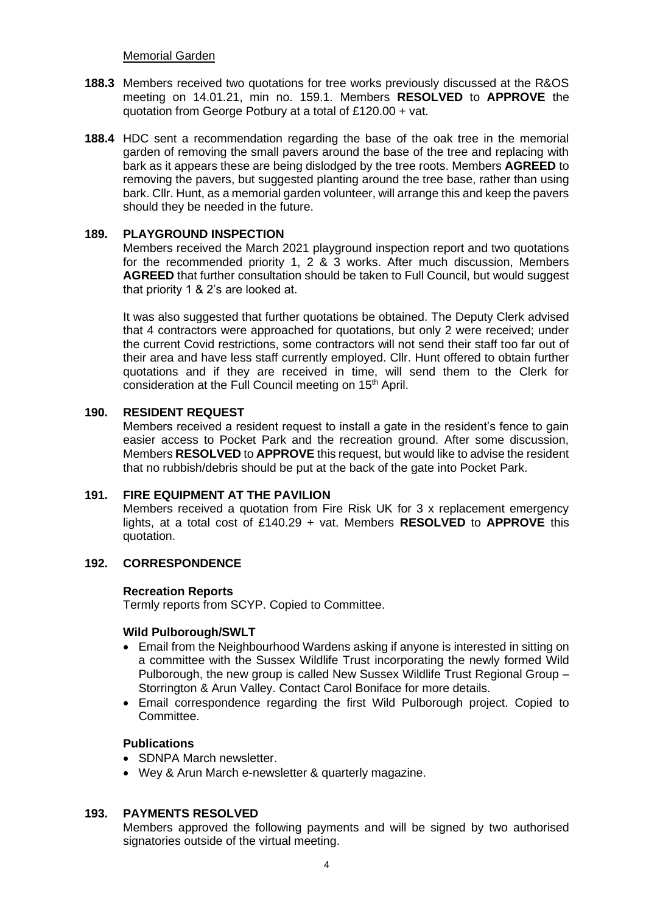Memorial Garden

**188.3** Members received two quotations for tree works previously discussed at the R&OS meeting on 14.01.21, min no. 159.1. Members **RESOLVED** to **APPROVE** the quotation from George Potbury at a total of £120.00 + vat.

**188.4** HDC sent a recommendation regarding the base of the oak tree in the memorial garden of removing the small pavers around the base of the tree and replacing with bark as it appears these are being dislodged by the tree roots. Members **AGREED** to removing the pavers, but suggested planting around the tree base, rather than using bark. Cllr. Hunt, as a memorial garden volunteer, will arrange this and keep the pavers should they be needed in the future.

## 189. PLAYGROUND INSPECTION

Members received the March 2021 playground inspection report and two quotations for the recommended priority 1, 2 & 3 works. After much discussion, Members **AGREED** that further consultation should be taken to Full Council, but would suggest that priority 1 & 2's are looked at.

It was also suggested that further quotations be obtained. The Deputy Clerk advised that 4 contractors were approached for quotations, but only 2 were received; under the current Covid restrictions, some contractors will not send their staff too far out of their area and have less staff currently employed. Cllr. Hunt offered to obtain further quotations and if they are received in time, will send them to the Clerk for consideration at the Full Council meeting on 15th April.

## 190. RESIDENT REQUEST

Members received a resident request to install a gate in the resident's fence to gain easier access to Pocket Park and the recreation ground. After some discussion, Members **RESOLVED** to **APPROVE** this request, but would like to advise the resident that no rubbish/debris should be put at the back of the gate into Pocket Park.

## 191. FIRE EQUIPMENT AT THE PAVILION

Members received a quotation from Fire Risk UK for 3 x replacement emergency lights, at a total cost of £140.29 + vat. Members **RESOLVED** to **APPROVE** this quotation.

## 192. CORRESPONDENCE

**Recreation Reports**

Termly reports from SCYP. Copied to Committee.

**Wild Pulborough/SWLT**

- Email from the Neighbourhood Wardens asking if anyone is interested in sitting on a committee with the Sussex Wildlife Trust incorporating the newly formed Wild Pulborough, the new group is called New Sussex Wildlife Trust Regional Group – Storrington & Arun Valley. Contact Carol Boniface for more details.
- Email correspondence regarding the first Wild Pulborough project. Copied to Committee.

**Publications**

- SDNPA March newsletter.
- Wey & Arun March e-newsletter & quarterly magazine.

## 193. PAYMENTS RESOLVED

Members approved the following payments and will be signed by two authorised signatories outside of the virtual meeting.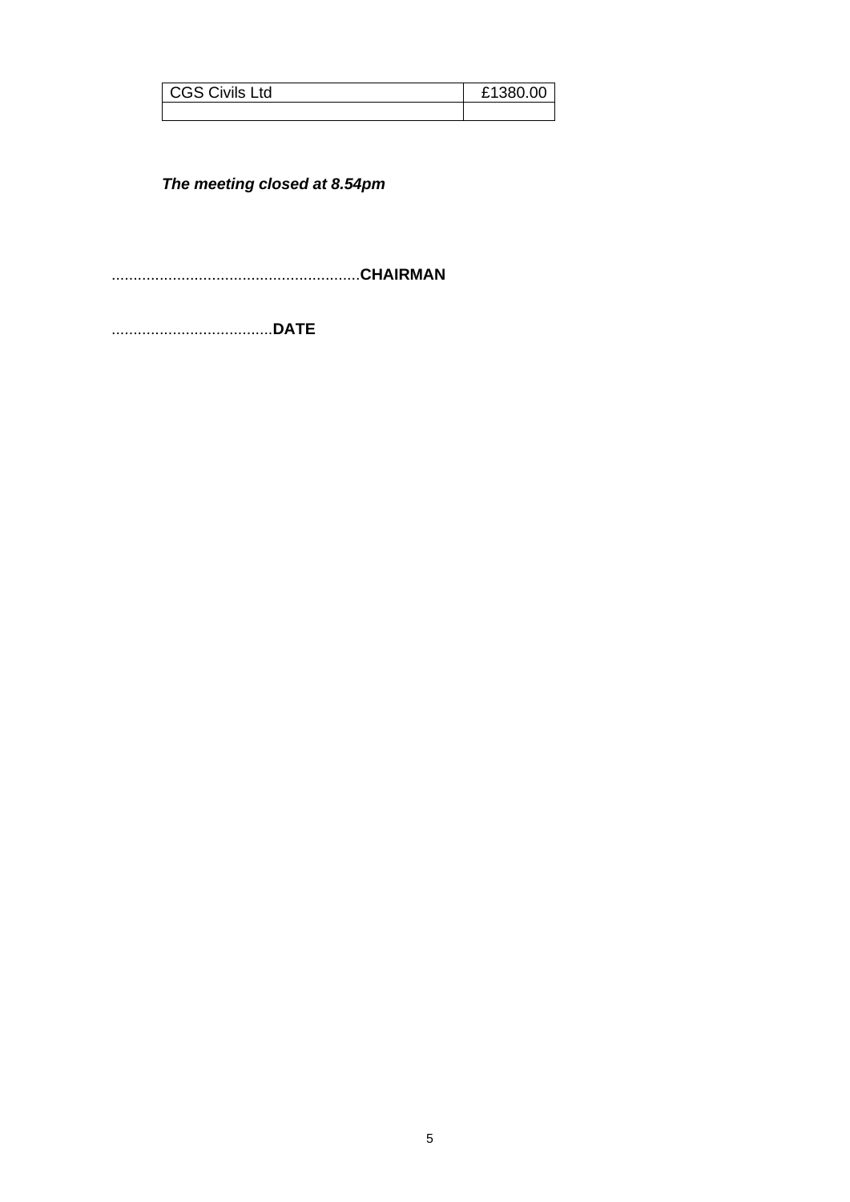| | |
|---|---|
| CGS Civils Ltd | £1380.00 |
| | |

***The meeting closed at 8.54pm***

.........................................................**CHAIRMAN**

.....................................**DATE**